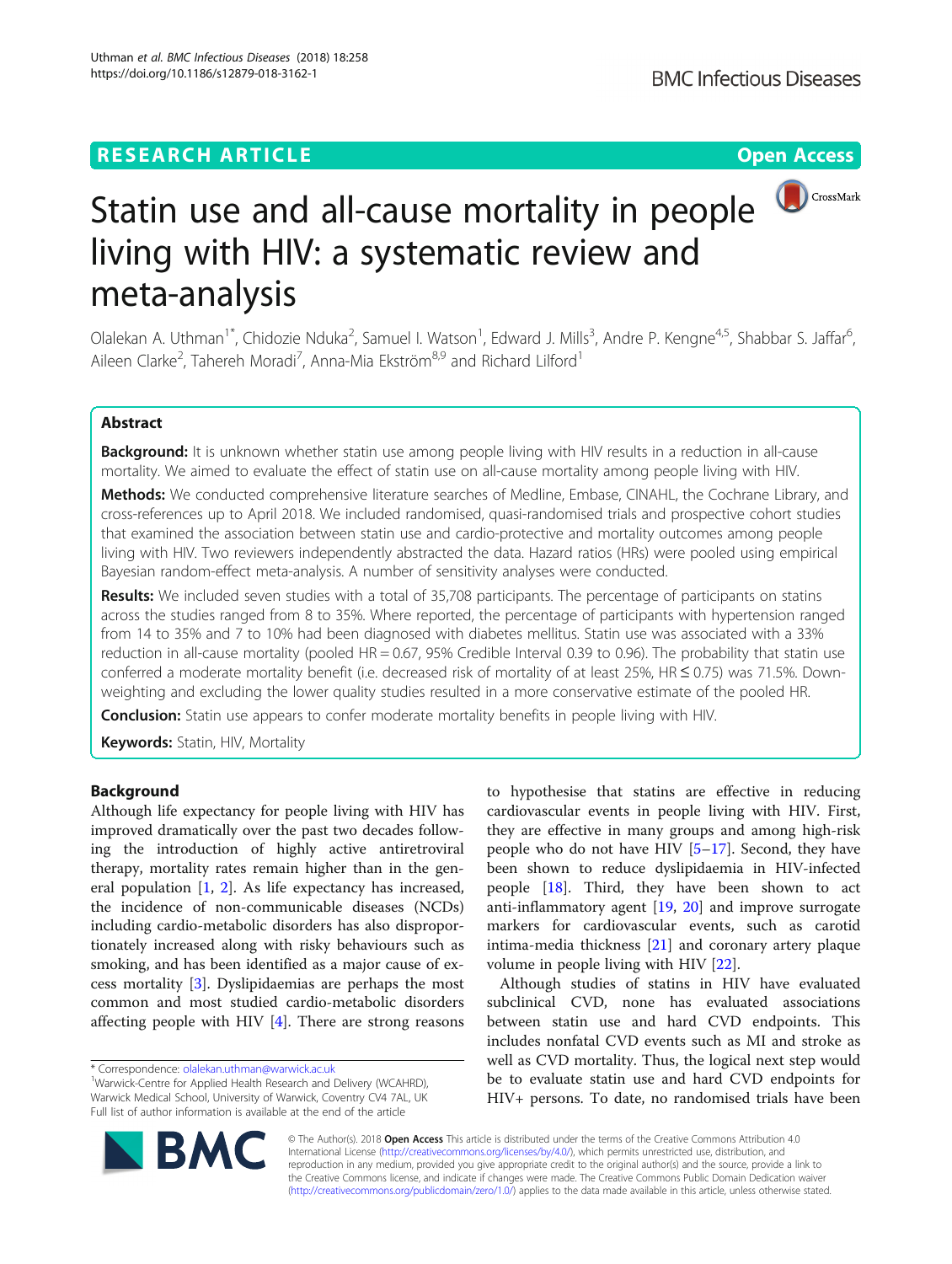# Statin use and all-cause mortality in people living with HIV: a systematic review and meta-analysis

Olalekan A. Uthman[1*], Chidozie Nduka[2], Samuel I. Watson[1], Edward J. Mills[3], Andre P. Kengne[4,5], Shabbar S. Jaffar[6], Aileen Clarke[2], Tahereh Moradi[7], Anna-Mia Ekström[8,9] and Richard Lilford[1]

## Abstract

**Background:** It is unknown whether statin use among people living with HIV results in a reduction in all-cause mortality. We aimed to evaluate the effect of statin use on all-cause mortality among people living with HIV.

**Methods:** We conducted comprehensive literature searches of Medline, Embase, CINAHL, the Cochrane Library, and cross-references up to April 2018. We included randomised, quasi-randomised trials and prospective cohort studies that examined the association between statin use and cardio-protective and mortality outcomes among people living with HIV. Two reviewers independently abstracted the data. Hazard ratios (HRs) were pooled using empirical Bayesian random-effect meta-analysis. A number of sensitivity analyses were conducted.

**Results:** We included seven studies with a total of 35,708 participants. The percentage of participants on statins across the studies ranged from 8 to 35%. Where reported, the percentage of participants with hypertension ranged from 14 to 35% and 7 to 10% had been diagnosed with diabetes mellitus. Statin use was associated with a 33% reduction in all-cause mortality (pooled HR = 0.67, 95% Credible Interval 0.39 to 0.96). The probability that statin use conferred a moderate mortality benefit (i.e. decreased risk of mortality of at least 25%, HR ≤ 0.75) was 71.5%. Down-weighting and excluding the lower quality studies resulted in a more conservative estimate of the pooled HR.

**Conclusion:** Statin use appears to confer moderate mortality benefits in people living with HIV.

**Keywords:** Statin, HIV, Mortality

## Background

Although life expectancy for people living with HIV has improved dramatically over the past two decades following the introduction of highly active antiretroviral therapy, mortality rates remain higher than in the general population [1, 2]. As life expectancy has increased, the incidence of non-communicable diseases (NCDs) including cardio-metabolic disorders has also disproportionately increased along with risky behaviours such as smoking, and has been identified as a major cause of excess mortality [3]. Dyslipidaemias are perhaps the most common and most studied cardio-metabolic disorders affecting people with HIV [4]. There are strong reasons to hypothesise that statins are effective in reducing cardiovascular events in people living with HIV. First, they are effective in many groups and among high-risk people who do not have HIV [5–17]. Second, they have been shown to reduce dyslipidaemia in HIV-infected people [18]. Third, they have been shown to act anti-inflammatory agent [19, 20] and improve surrogate markers for cardiovascular events, such as carotid intima-media thickness [21] and coronary artery plaque volume in people living with HIV [22].

Although studies of statins in HIV have evaluated subclinical CVD, none has evaluated associations between statin use and hard CVD endpoints. This includes nonfatal CVD events such as MI and stroke as well as CVD mortality. Thus, the logical next step would be to evaluate statin use and hard CVD endpoints for HIV+ persons. To date, no randomised trials have been

\* Correspondence: olalekan.uthman@warwick.ac.uk
[1]Warwick-Centre for Applied Health Research and Delivery (WCAHRD), Warwick Medical School, University of Warwick, Coventry CV4 7AL, UK
Full list of author information is available at the end of the article

© The Author(s). 2018 **Open Access** This article is distributed under the terms of the Creative Commons Attribution 4.0 International License (http://creativecommons.org/licenses/by/4.0/), which permits unrestricted use, distribution, and reproduction in any medium, provided you give appropriate credit to the original author(s) and the source, provide a link to the Creative Commons license, and indicate if changes were made. The Creative Commons Public Domain Dedication waiver (http://creativecommons.org/publicdomain/zero/1.0/) applies to the data made available in this article, unless otherwise stated.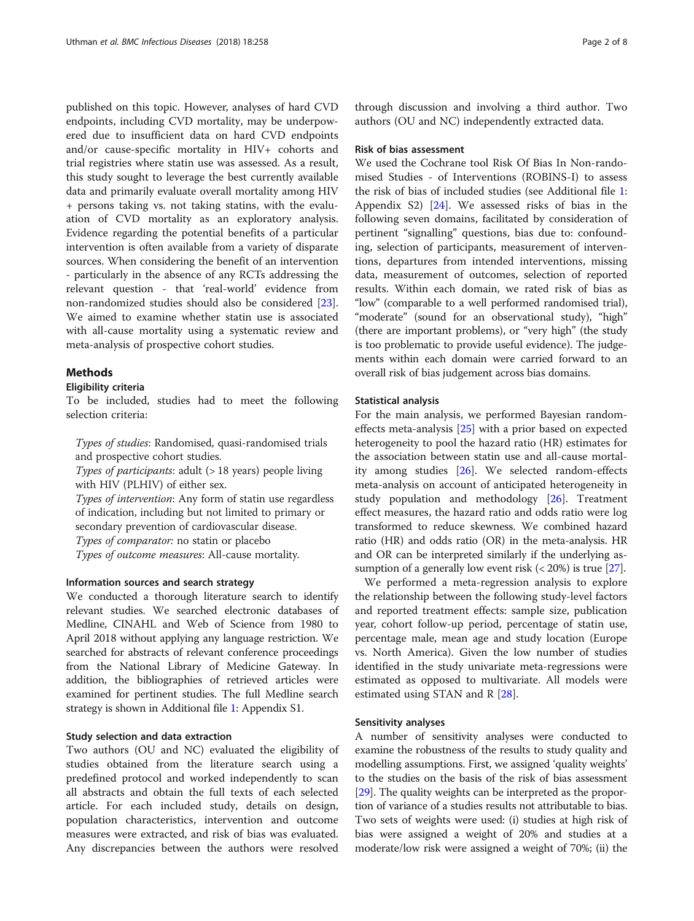published on this topic. However, analyses of hard CVD endpoints, including CVD mortality, may be underpowered due to insufficient data on hard CVD endpoints and/or cause-specific mortality in HIV+ cohorts and trial registries where statin use was assessed. As a result, this study sought to leverage the best currently available data and primarily evaluate overall mortality among HIV + persons taking vs. not taking statins, with the evaluation of CVD mortality as an exploratory analysis. Evidence regarding the potential benefits of a particular intervention is often available from a variety of disparate sources. When considering the benefit of an intervention - particularly in the absence of any RCTs addressing the relevant question - that 'real-world' evidence from non-randomized studies should also be considered [23]. We aimed to examine whether statin use is associated with all-cause mortality using a systematic review and meta-analysis of prospective cohort studies.

## Methods

### Eligibility criteria

To be included, studies had to meet the following selection criteria:

*Types of studies*: Randomised, quasi-randomised trials and prospective cohort studies.

*Types of participants*: adult (> 18 years) people living with HIV (PLHIV) of either sex.

*Types of intervention*: Any form of statin use regardless of indication, including but not limited to primary or secondary prevention of cardiovascular disease.

*Types of comparator:* no statin or placebo

*Types of outcome measures*: All-cause mortality.

### Information sources and search strategy

We conducted a thorough literature search to identify relevant studies. We searched electronic databases of Medline, CINAHL and Web of Science from 1980 to April 2018 without applying any language restriction. We searched for abstracts of relevant conference proceedings from the National Library of Medicine Gateway. In addition, the bibliographies of retrieved articles were examined for pertinent studies. The full Medline search strategy is shown in Additional file 1: Appendix S1.

### Study selection and data extraction

Two authors (OU and NC) evaluated the eligibility of studies obtained from the literature search using a predefined protocol and worked independently to scan all abstracts and obtain the full texts of each selected article. For each included study, details on design, population characteristics, intervention and outcome measures were extracted, and risk of bias was evaluated. Any discrepancies between the authors were resolved through discussion and involving a third author. Two authors (OU and NC) independently extracted data.

### Risk of bias assessment

We used the Cochrane tool Risk Of Bias In Non-randomised Studies - of Interventions (ROBINS-I) to assess the risk of bias of included studies (see Additional file 1: Appendix S2) [24]. We assessed risks of bias in the following seven domains, facilitated by consideration of pertinent "signalling" questions, bias due to: confounding, selection of participants, measurement of interventions, departures from intended interventions, missing data, measurement of outcomes, selection of reported results. Within each domain, we rated risk of bias as "low" (comparable to a well performed randomised trial), "moderate" (sound for an observational study), "high" (there are important problems), or "very high" (the study is too problematic to provide useful evidence). The judgements within each domain were carried forward to an overall risk of bias judgement across bias domains.

### Statistical analysis

For the main analysis, we performed Bayesian random-effects meta-analysis [25] with a prior based on expected heterogeneity to pool the hazard ratio (HR) estimates for the association between statin use and all-cause mortality among studies [26]. We selected random-effects meta-analysis on account of anticipated heterogeneity in study population and methodology [26]. Treatment effect measures, the hazard ratio and odds ratio were log transformed to reduce skewness. We combined hazard ratio (HR) and odds ratio (OR) in the meta-analysis. HR and OR can be interpreted similarly if the underlying assumption of a generally low event risk (< 20%) is true [27].

We performed a meta-regression analysis to explore the relationship between the following study-level factors and reported treatment effects: sample size, publication year, cohort follow-up period, percentage of statin use, percentage male, mean age and study location (Europe vs. North America). Given the low number of studies identified in the study univariate meta-regressions were estimated as opposed to multivariate. All models were estimated using STAN and R [28].

### Sensitivity analyses

A number of sensitivity analyses were conducted to examine the robustness of the results to study quality and modelling assumptions. First, we assigned 'quality weights' to the studies on the basis of the risk of bias assessment [29]. The quality weights can be interpreted as the proportion of variance of a studies results not attributable to bias. Two sets of weights were used: (i) studies at high risk of bias were assigned a weight of 20% and studies at a moderate/low risk were assigned a weight of 70%; (ii) the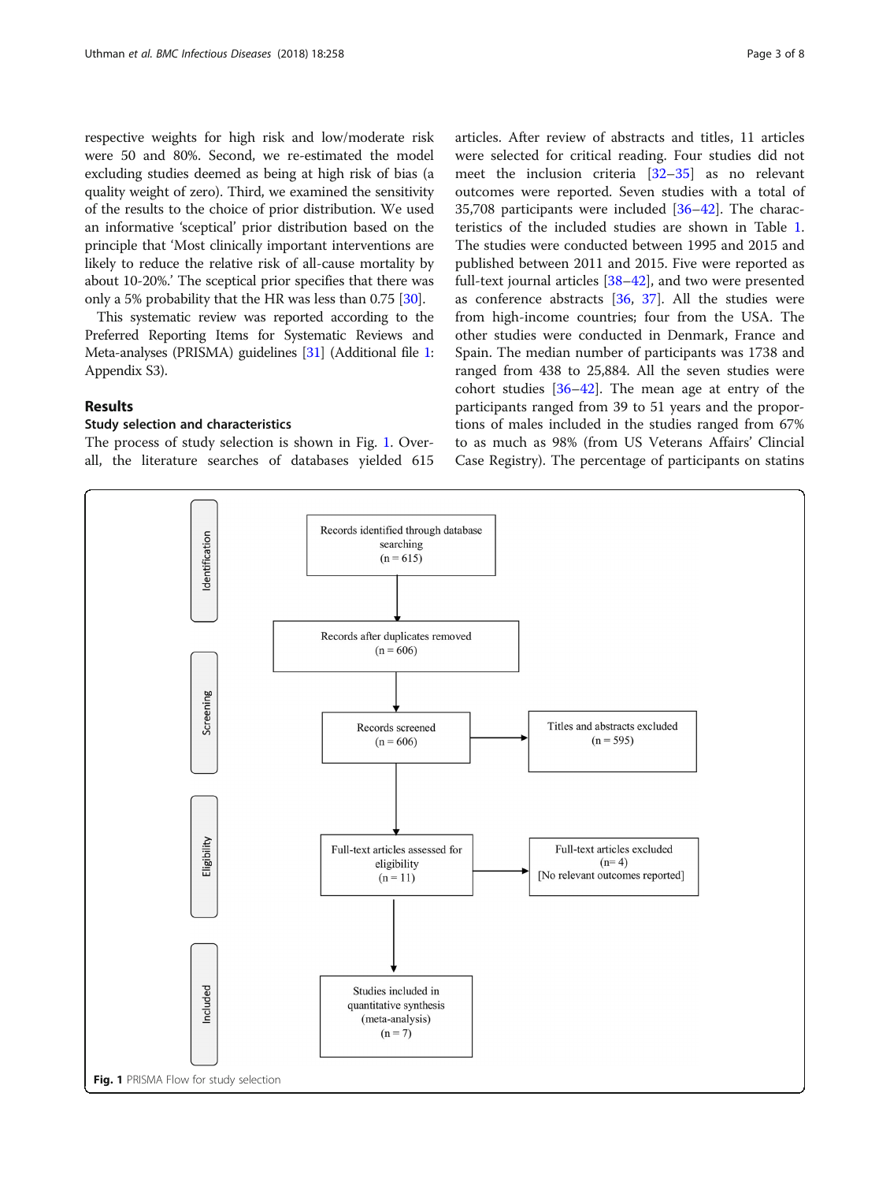respective weights for high risk and low/moderate risk were 50 and 80%. Second, we re-estimated the model excluding studies deemed as being at high risk of bias (a quality weight of zero). Third, we examined the sensitivity of the results to the choice of prior distribution. We used an informative 'sceptical' prior distribution based on the principle that 'Most clinically important interventions are likely to reduce the relative risk of all-cause mortality by about 10-20%.' The sceptical prior specifies that there was only a 5% probability that the HR was less than 0.75 [30].

This systematic review was reported according to the Preferred Reporting Items for Systematic Reviews and Meta-analyses (PRISMA) guidelines [31] (Additional file 1: Appendix S3).

## Results

### Study selection and characteristics

The process of study selection is shown in Fig. 1. Overall, the literature searches of databases yielded 615 articles. After review of abstracts and titles, 11 articles were selected for critical reading. Four studies did not meet the inclusion criteria [32–35] as no relevant outcomes were reported. Seven studies with a total of 35,708 participants were included [36–42]. The characteristics of the included studies are shown in Table 1. The studies were conducted between 1995 and 2015 and published between 2011 and 2015. Five were reported as full-text journal articles [38–42], and two were presented as conference abstracts [36, 37]. All the studies were from high-income countries; four from the USA. The other studies were conducted in Denmark, France and Spain. The median number of participants was 1738 and ranged from 438 to 25,884. All the seven studies were cohort studies [36–42]. The mean age at entry of the participants ranged from 39 to 51 years and the proportions of males included in the studies ranged from 67% to as much as 98% (from US Veterans Affairs' Clincial Case Registry). The percentage of participants on statins

Identification

Records identified through database searching (n = 615)

Records after duplicates removed (n = 606)

Screening

Records screened (n = 606)

Titles and abstracts excluded (n = 595)

Eligibility

Full-text articles assessed for eligibility (n = 11)

Full-text articles excluded (n= 4) [No relevant outcomes reported]

Included

Studies included in quantitative synthesis (meta-analysis) (n = 7)

**Fig. 1** PRISMA Flow for study selection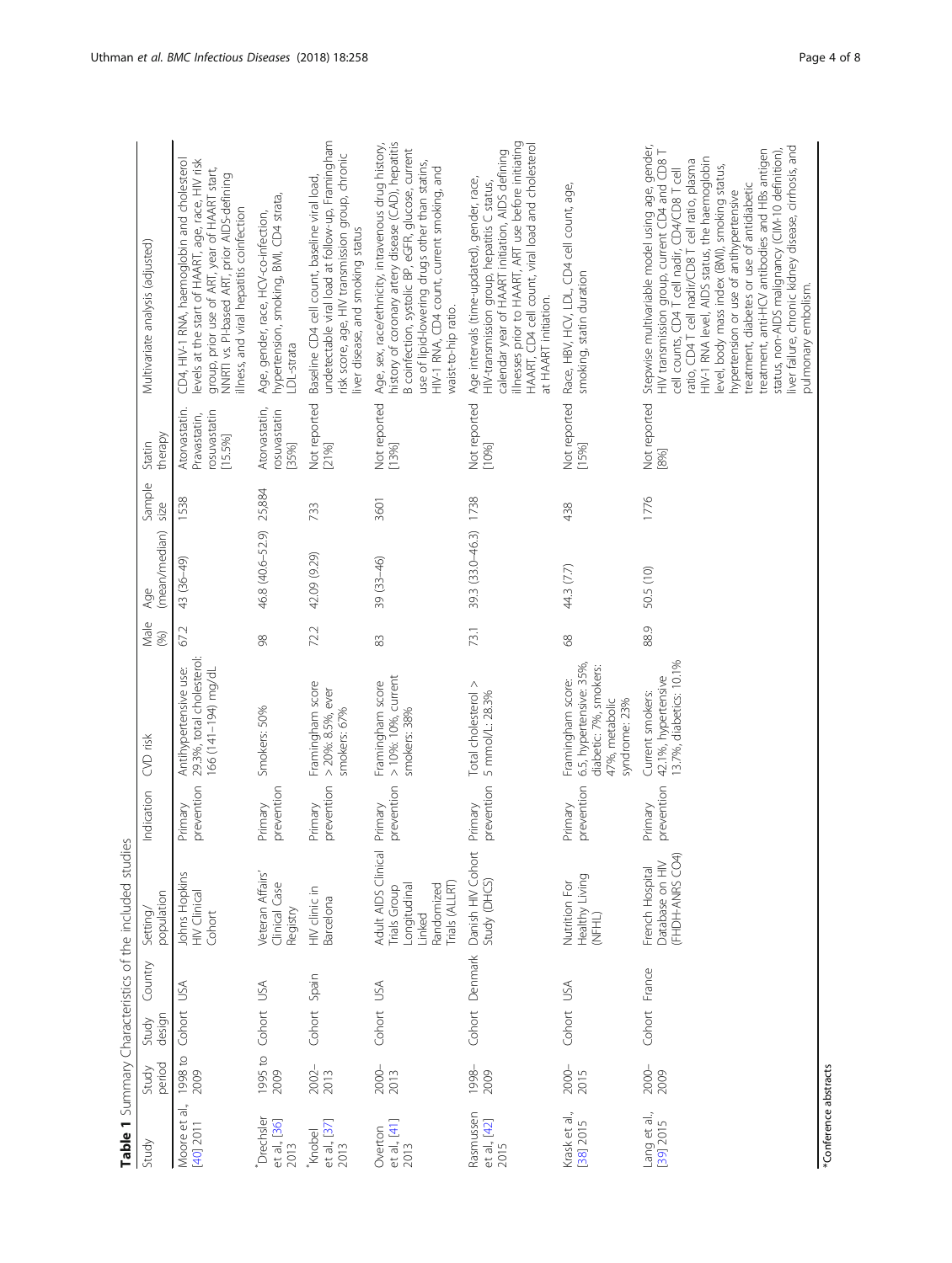**Table 1** Summary Characteristics of the included studies

| Study | Study period | Study design | Country | Setting/ population | Indication | CVD risk | Male (%) | Age (mean/median) | Sample size | Statin therapy | Multivariate analysis (adjusted) |
|---|---|---|---|---|---|---|---|---|---|---|---|
| Moore et al., [40] 2011 | 1998 to 2009 | Cohort | USA | Johns Hopkins HIV Clinical Cohort | Primary prevention | Antihypertensive use: 29.3%, total cholesterol: 166 (141–194) mg/dL | 67.2 | 43 (36–49) | 1538 | Atorvastatin. Pravastatin, rosuvastatin [15.5%] | CD4, HIV-1 RNA, haemoglobin and cholesterol levels at the start of HAART, age, race, HIV risk group, prior use of ART, year of HAART start, NNRTI vs. PI-based ART, prior AIDS-defining illness, and viral hepatitis coinfection |
| *Drechsler et al., [36] 2013 | 1995 to 2009 | Cohort | USA | Veteran Affairs' Clinical Case Registry | Primary prevention | Smokers: 50% | 98 | 46.8 (40.6–52.9) | 25,884 | Atorvastatin, rosuvastatin [35%] | Age, gender, race, HCV-co-infection, hypertension, smoking, BMI, CD4 strata, LDL-strata |
| *Knobel et al., [37] 2013 | 2002–2013 | Cohort | Spain | HIV clinic in Barcelona | Primary prevention | Framingham score > 20%: 8.5%, ever smokers: 67% | 72.2 | 42.09 (9.29) | 733 | Not reported [21%] | Baseline CD4 cell count, baseline viral load, undetectable viral load at follow-up, Framingham risk score, age, HIV transmission group, chronic liver disease, and smoking status |
| Overton et al, [41] 2013 | 2000–2013 | Cohort | USA | Adult AIDS Clinical Trials Group Longitudinal Linked Randomized Trials (ALLRT) | Primary prevention | Framingham score > 10%: 10%, current smokers: 38% | 83 | 39 (33–46) | 3601 | Not reported [13%] | Age, sex, race/ethnicity, intravenous drug history, history of coronary artery disease (CAD), hepatitis B coinfection, systolic BP, eGFR, glucose, current use of lipid-lowering drugs other than statins, HIV-1 RNA, CD4 count, current smoking, and waist-to-hip ratio. |
| Rasmussen et al, [42] 2015 | 1998–2009 | Cohort | Denmark | Danish HIV Cohort Study (DHCS) | Primary prevention | Total cholesterol > 5 mmol/L: 28.3% | 73.1 | 39.3 (33.0–46.3) | 1738 | Not reported [10%] | Age intervals (time-updated), gender, race, HIV-transmission group, hepatitis C status, calendar year of HAART initiation, AIDS defining illnesses prior to HAART, ART use before initiating HAART, CD4 cell count, viral load and cholesterol at HAART initiation. |
| Krask et al., [38] 2015 | 2000–2015 | Cohort | USA | Nutrition For Healthy Living (NFHL) | Primary prevention | Framingham score: 6.5, hypertensive: 35%, diabetic: 7%, smokers: 47%, metabolic syndrome: 23% | 68 | 44.3 (7.7) | 438 | Not reported [15%] | Race, HBV, HCV, LDL, CD4 cell count, age, smoking, statin duration |
| Lang et al., [39] 2015 | 2000–2009 | Cohort | France | French Hospital Database on HIV (FHDH-ANRS CO4) | Primary prevention | Current smokers: 42.1%, hypertensive 13.7%, diabetics: 10.1% | 88.9 | 50.5 (10) | 1776 | Not reported [8%] | Stepwise multivariable model using age, gender, HIV transmission group, current CD4 and CD8 T cell counts, CD4 T cell nadir, CD4/CD8 T cell ratio, CD4 T cell nadir/CD8 T cell ratio, plasma HIV-1 RNA level, AIDS status, the haemoglobin level, body mass index (BMI), smoking status, hypertension or use of antihypertensive treatment, diabetes or use of antidiabetic treatment, anti-HCV antibodies and HBs antigen status, non-AIDS malignancy (CIM-10 definition), liver failure, chronic kidney disease, cirrhosis, and pulmonary embolism. |

*Conference abstracts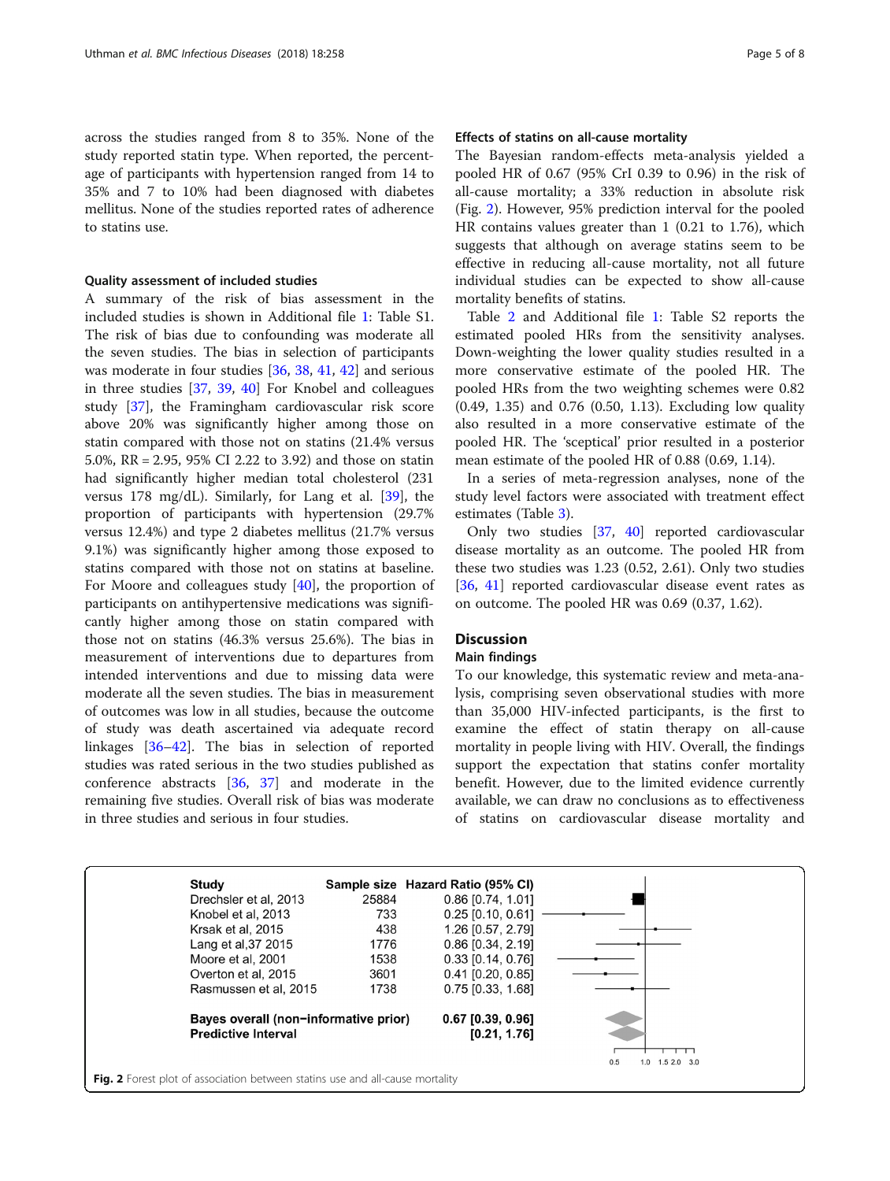across the studies ranged from 8 to 35%. None of the study reported statin type. When reported, the percentage of participants with hypertension ranged from 14 to 35% and 7 to 10% had been diagnosed with diabetes mellitus. None of the studies reported rates of adherence to statins use.

### Quality assessment of included studies

A summary of the risk of bias assessment in the included studies is shown in Additional file 1: Table S1. The risk of bias due to confounding was moderate all the seven studies. The bias in selection of participants was moderate in four studies [36, 38, 41, 42] and serious in three studies [37, 39, 40] For Knobel and colleagues study [37], the Framingham cardiovascular risk score above 20% was significantly higher among those on statin compared with those not on statins (21.4% versus 5.0%, RR = 2.95, 95% CI 2.22 to 3.92) and those on statin had significantly higher median total cholesterol (231 versus 178 mg/dL). Similarly, for Lang et al. [39], the proportion of participants with hypertension (29.7% versus 12.4%) and type 2 diabetes mellitus (21.7% versus 9.1%) was significantly higher among those exposed to statins compared with those not on statins at baseline. For Moore and colleagues study [40], the proportion of participants on antihypertensive medications was significantly higher among those on statin compared with those not on statins (46.3% versus 25.6%). The bias in measurement of interventions due to departures from intended interventions and due to missing data were moderate all the seven studies. The bias in measurement of outcomes was low in all studies, because the outcome of study was death ascertained via adequate record linkages [36–42]. The bias in selection of reported studies was rated serious in the two studies published as conference abstracts [36, 37] and moderate in the remaining five studies. Overall risk of bias was moderate in three studies and serious in four studies.

### Effects of statins on all-cause mortality

The Bayesian random-effects meta-analysis yielded a pooled HR of 0.67 (95% CrI 0.39 to 0.96) in the risk of all-cause mortality; a 33% reduction in absolute risk (Fig. 2). However, 95% prediction interval for the pooled HR contains values greater than 1 (0.21 to 1.76), which suggests that although on average statins seem to be effective in reducing all-cause mortality, not all future individual studies can be expected to show all-cause mortality benefits of statins.

Table 2 and Additional file 1: Table S2 reports the estimated pooled HRs from the sensitivity analyses. Down-weighting the lower quality studies resulted in a more conservative estimate of the pooled HR. The pooled HRs from the two weighting schemes were 0.82 (0.49, 1.35) and 0.76 (0.50, 1.13). Excluding low quality also resulted in a more conservative estimate of the pooled HR. The 'sceptical' prior resulted in a posterior mean estimate of the pooled HR of 0.88 (0.69, 1.14).

In a series of meta-regression analyses, none of the study level factors were associated with treatment effect estimates (Table 3).

Only two studies [37, 40] reported cardiovascular disease mortality as an outcome. The pooled HR from these two studies was 1.23 (0.52, 2.61). Only two studies [36, 41] reported cardiovascular disease event rates as on outcome. The pooled HR was 0.69 (0.37, 1.62).

## Discussion

### Main findings

To our knowledge, this systematic review and meta-analysis, comprising seven observational studies with more than 35,000 HIV-infected participants, is the first to examine the effect of statin therapy on all-cause mortality in people living with HIV. Overall, the findings support the expectation that statins confer mortality benefit. However, due to the limited evidence currently available, we can draw no conclusions as to effectiveness of statins on cardiovascular disease mortality and

| Study | Sample size | Hazard Ratio (95% CI) |
|---|---|---|
| Drechsler et al, 2013 | 25884 | 0.86 [0.74, 1.01] |
| Knobel et al, 2013 | 733 | 0.25 [0.10, 0.61] |
| Krsak et al, 2015 | 438 | 1.26 [0.57, 2.79] |
| Lang et al,37 2015 | 1776 | 0.86 [0.34, 2.19] |
| Moore et al, 2001 | 1538 | 0.33 [0.14, 0.76] |
| Overton et al, 2015 | 3601 | 0.41 [0.20, 0.85] |
| Rasmussen et al, 2015 | 1738 | 0.75 [0.33, 1.68] |
| **Bayes overall (non−informative prior)** | | **0.67 [0.39, 0.96]** |
| **Predictive Interval** | | **[0.21, 1.76]** |

**Fig. 2** Forest plot of association between statins use and all-cause mortality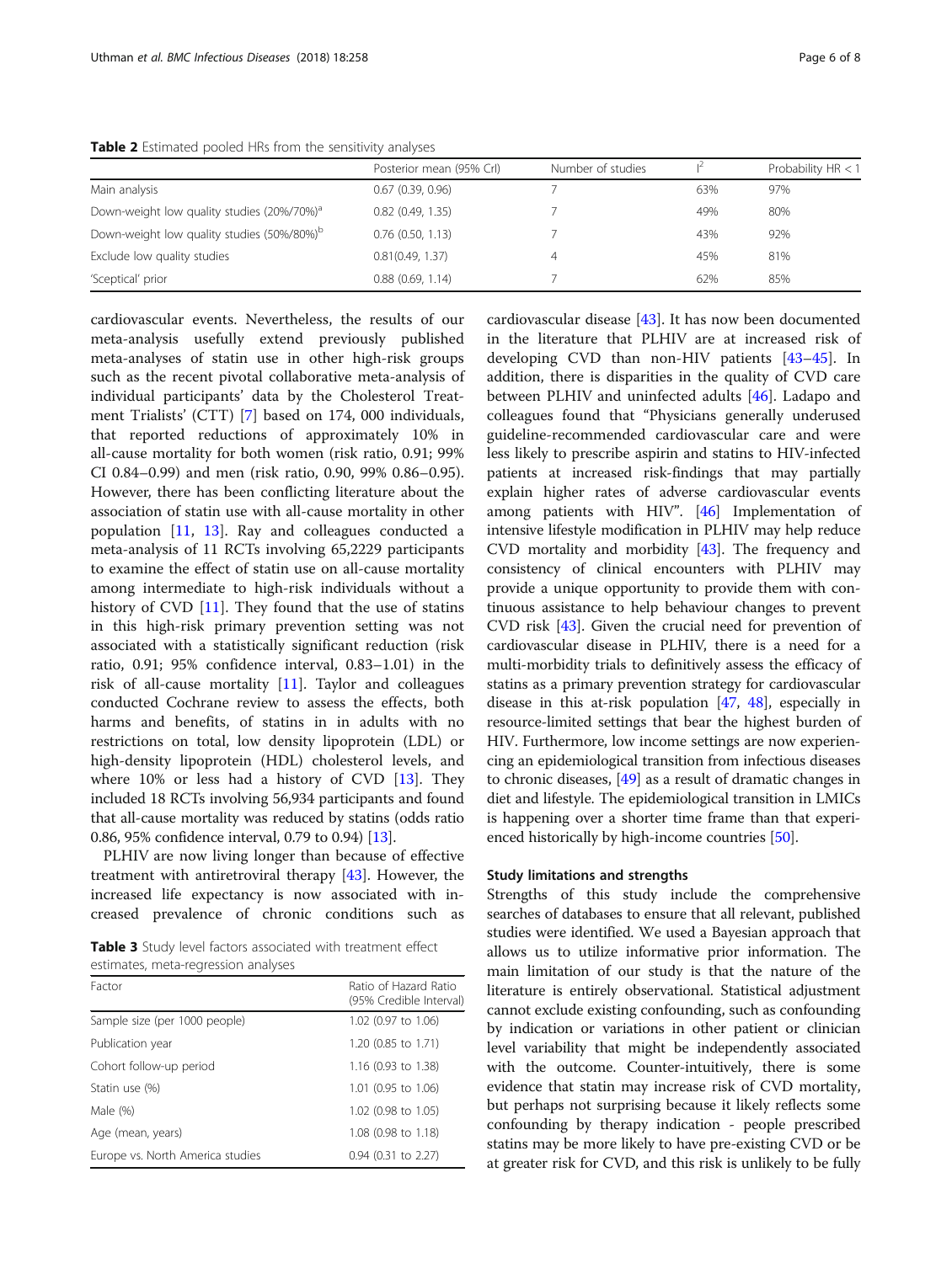**Table 2** Estimated pooled HRs from the sensitivity analyses

| | Posterior mean (95% CrI) | Number of studies | $I^2$ | Probability HR < 1 |
|---|---|---|---|---|
| Main analysis | 0.67 (0.39, 0.96) | 7 | 63% | 97% |
| Down-weight low quality studies (20%/70%)[a] | 0.82 (0.49, 1.35) | 7 | 49% | 80% |
| Down-weight low quality studies (50%/80%)[b] | 0.76 (0.50, 1.13) | 7 | 43% | 92% |
| Exclude low quality studies | 0.81(0.49, 1.37) | 4 | 45% | 81% |
| 'Sceptical' prior | 0.88 (0.69, 1.14) | 7 | 62% | 85% |

cardiovascular events. Nevertheless, the results of our meta-analysis usefully extend previously published meta-analyses of statin use in other high-risk groups such as the recent pivotal collaborative meta-analysis of individual participants' data by the Cholesterol Treatment Trialists' (CTT) [7] based on 174, 000 individuals, that reported reductions of approximately 10% in all-cause mortality for both women (risk ratio, 0.91; 99% CI 0.84–0.99) and men (risk ratio, 0.90, 99% 0.86–0.95). However, there has been conflicting literature about the association of statin use with all-cause mortality in other population [11, 13]. Ray and colleagues conducted a meta-analysis of 11 RCTs involving 65,2229 participants to examine the effect of statin use on all-cause mortality among intermediate to high-risk individuals without a history of CVD [11]. They found that the use of statins in this high-risk primary prevention setting was not associated with a statistically significant reduction (risk ratio, 0.91; 95% confidence interval, 0.83–1.01) in the risk of all-cause mortality [11]. Taylor and colleagues conducted Cochrane review to assess the effects, both harms and benefits, of statins in in adults with no restrictions on total, low density lipoprotein (LDL) or high-density lipoprotein (HDL) cholesterol levels, and where 10% or less had a history of CVD [13]. They included 18 RCTs involving 56,934 participants and found that all-cause mortality was reduced by statins (odds ratio 0.86, 95% confidence interval, 0.79 to 0.94) [13].

PLHIV are now living longer than because of effective treatment with antiretroviral therapy [43]. However, the increased life expectancy is now associated with increased prevalence of chronic conditions such as cardiovascular disease [43]. It has now been documented in the literature that PLHIV are at increased risk of developing CVD than non-HIV patients [43–45]. In addition, there is disparities in the quality of CVD care between PLHIV and uninfected adults [46]. Ladapo and colleagues found that "Physicians generally underused guideline-recommended cardiovascular care and were less likely to prescribe aspirin and statins to HIV-infected patients at increased risk-findings that may partially explain higher rates of adverse cardiovascular events among patients with HIV". [46] Implementation of intensive lifestyle modification in PLHIV may help reduce CVD mortality and morbidity [43]. The frequency and consistency of clinical encounters with PLHIV may provide a unique opportunity to provide them with continuous assistance to help behaviour changes to prevent CVD risk [43]. Given the crucial need for prevention of cardiovascular disease in PLHIV, there is a need for a multi-morbidity trials to definitively assess the efficacy of statins as a primary prevention strategy for cardiovascular disease in this at-risk population [47, 48], especially in resource-limited settings that bear the highest burden of HIV. Furthermore, low income settings are now experiencing an epidemiological transition from infectious diseases to chronic diseases, [49] as a result of dramatic changes in diet and lifestyle. The epidemiological transition in LMICs is happening over a shorter time frame than that experienced historically by high-income countries [50].

**Table 3** Study level factors associated with treatment effect estimates, meta-regression analyses

| Factor | Ratio of Hazard Ratio (95% Credible Interval) |
|---|---|
| Sample size (per 1000 people) | 1.02 (0.97 to 1.06) |
| Publication year | 1.20 (0.85 to 1.71) |
| Cohort follow-up period | 1.16 (0.93 to 1.38) |
| Statin use (%) | 1.01 (0.95 to 1.06) |
| Male (%) | 1.02 (0.98 to 1.05) |
| Age (mean, years) | 1.08 (0.98 to 1.18) |
| Europe vs. North America studies | 0.94 (0.31 to 2.27) |

### Study limitations and strengths

Strengths of this study include the comprehensive searches of databases to ensure that all relevant, published studies were identified. We used a Bayesian approach that allows us to utilize informative prior information. The main limitation of our study is that the nature of the literature is entirely observational. Statistical adjustment cannot exclude existing confounding, such as confounding by indication or variations in other patient or clinician level variability that might be independently associated with the outcome. Counter-intuitively, there is some evidence that statin may increase risk of CVD mortality, but perhaps not surprising because it likely reflects some confounding by therapy indication - people prescribed statins may be more likely to have pre-existing CVD or be at greater risk for CVD, and this risk is unlikely to be fully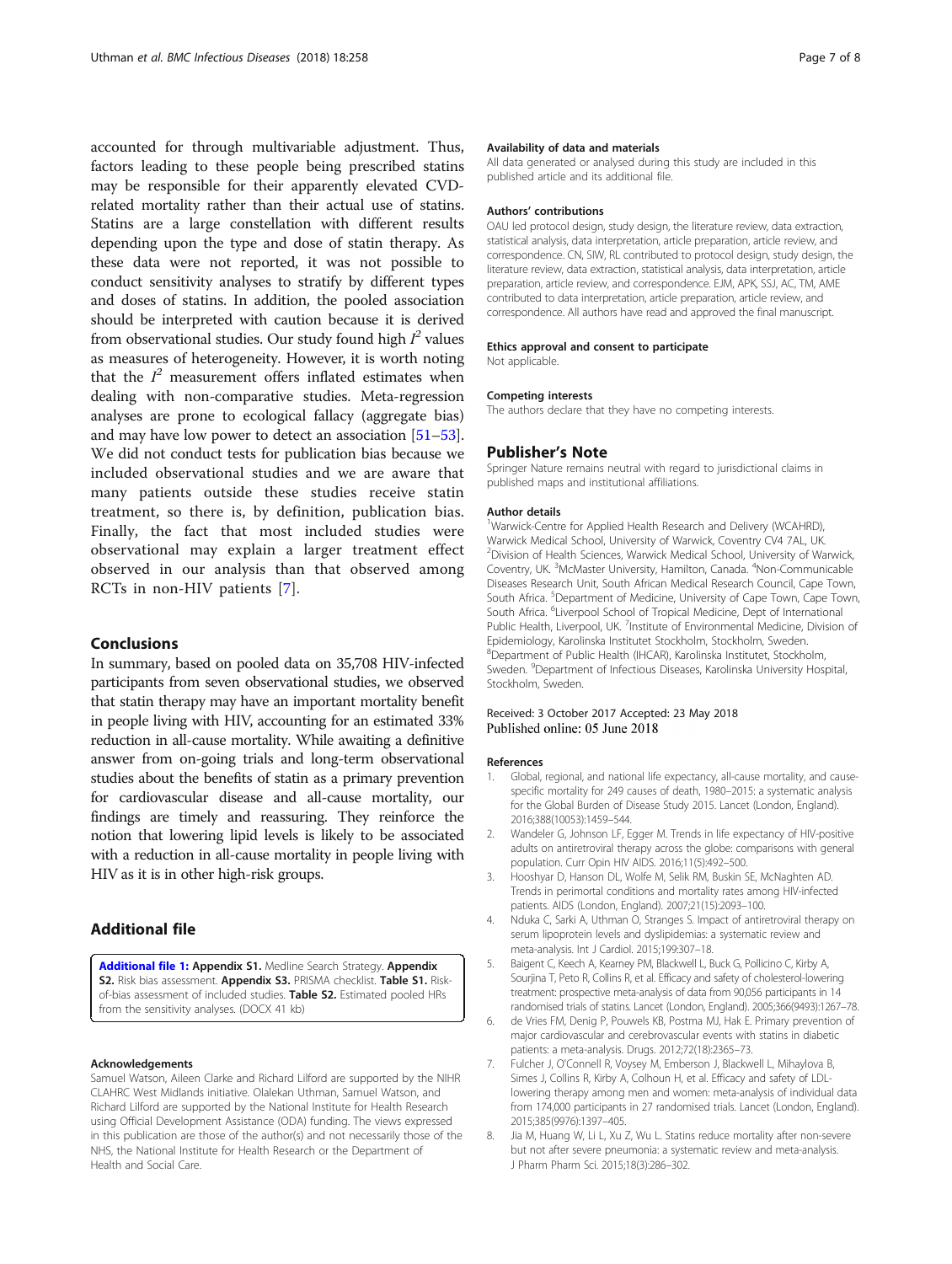accounted for through multivariable adjustment. Thus, factors leading to these people being prescribed statins may be responsible for their apparently elevated CVD-related mortality rather than their actual use of statins. Statins are a large constellation with different results depending upon the type and dose of statin therapy. As these data were not reported, it was not possible to conduct sensitivity analyses to stratify by different types and doses of statins. In addition, the pooled association should be interpreted with caution because it is derived from observational studies. Our study found high $I^2$ values as measures of heterogeneity. However, it is worth noting that the $I^2$ measurement offers inflated estimates when dealing with non-comparative studies. Meta-regression analyses are prone to ecological fallacy (aggregate bias) and may have low power to detect an association [51–53]. We did not conduct tests for publication bias because we included observational studies and we are aware that many patients outside these studies receive statin treatment, so there is, by definition, publication bias. Finally, the fact that most included studies were observational may explain a larger treatment effect observed in our analysis than that observed among RCTs in non-HIV patients [7].

## Conclusions

In summary, based on pooled data on 35,708 HIV-infected participants from seven observational studies, we observed that statin therapy may have an important mortality benefit in people living with HIV, accounting for an estimated 33% reduction in all-cause mortality. While awaiting a definitive answer from on-going trials and long-term observational studies about the benefits of statin as a primary prevention for cardiovascular disease and all-cause mortality, our findings are timely and reassuring. They reinforce the notion that lowering lipid levels is likely to be associated with a reduction in all-cause mortality in people living with HIV as it is in other high-risk groups.

## Additional file

**Additional file 1:** **Appendix S1.** Medline Search Strategy. **Appendix S2.** Risk bias assessment. **Appendix S3.** PRISMA checklist. **Table S1.** Risk-of-bias assessment of included studies. **Table S2.** Estimated pooled HRs from the sensitivity analyses. (DOCX 41 kb)

#### Acknowledgements

Samuel Watson, Aileen Clarke and Richard Lilford are supported by the NIHR CLAHRC West Midlands initiative. Olalekan Uthman, Samuel Watson, and Richard Lilford are supported by the National Institute for Health Research using Official Development Assistance (ODA) funding. The views expressed in this publication are those of the author(s) and not necessarily those of the NHS, the National Institute for Health Research or the Department of Health and Social Care.

#### Availability of data and materials

All data generated or analysed during this study are included in this published article and its additional file.

#### Authors' contributions

OAU led protocol design, study design, the literature review, data extraction, statistical analysis, data interpretation, article preparation, article review, and correspondence. CN, SIW, RL contributed to protocol design, study design, the literature review, data extraction, statistical analysis, data interpretation, article preparation, article review, and correspondence. EJM, APK, SSJ, AC, TM, AME contributed to data interpretation, article preparation, article review, and correspondence. All authors have read and approved the final manuscript.

#### Ethics approval and consent to participate

Not applicable.

#### Competing interests

The authors declare that they have no competing interests.

## Publisher's Note

Springer Nature remains neutral with regard to jurisdictional claims in published maps and institutional affiliations.

#### Author details

[1]Warwick-Centre for Applied Health Research and Delivery (WCAHRD), Warwick Medical School, University of Warwick, Coventry CV4 7AL, UK. [2]Division of Health Sciences, Warwick Medical School, University of Warwick, Coventry, UK. [3]McMaster University, Hamilton, Canada. [4]Non-Communicable Diseases Research Unit, South African Medical Research Council, Cape Town, South Africa. [5]Department of Medicine, University of Cape Town, Cape Town, South Africa. [6]Liverpool School of Tropical Medicine, Dept of International Public Health, Liverpool, UK. [7]Institute of Environmental Medicine, Division of Epidemiology, Karolinska Institutet Stockholm, Stockholm, Sweden. [8]Department of Public Health (IHCAR), Karolinska Institutet, Stockholm, Sweden. [9]Department of Infectious Diseases, Karolinska University Hospital, Stockholm, Sweden.

Received: 3 October 2017 Accepted: 23 May 2018
Published online: 05 June 2018

#### References

1. Global, regional, and national life expectancy, all-cause mortality, and cause-specific mortality for 249 causes of death, 1980–2015: a systematic analysis for the Global Burden of Disease Study 2015. Lancet (London, England). 2016;388(10053):1459–544.
2. Wandeler G, Johnson LF, Egger M. Trends in life expectancy of HIV-positive adults on antiretroviral therapy across the globe: comparisons with general population. Curr Opin HIV AIDS. 2016;11(5):492–500.
3. Hooshyar D, Hanson DL, Wolfe M, Selik RM, Buskin SE, McNaghten AD. Trends in perimortal conditions and mortality rates among HIV-infected patients. AIDS (London, England). 2007;21(15):2093–100.
4. Nduka C, Sarki A, Uthman O, Stranges S. Impact of antiretroviral therapy on serum lipoprotein levels and dyslipidemias: a systematic review and meta-analysis. Int J Cardiol. 2015;199:307–18.
5. Baigent C, Keech A, Kearney PM, Blackwell L, Buck G, Pollicino C, Kirby A, Sourjina T, Peto R, Collins R, et al. Efficacy and safety of cholesterol-lowering treatment: prospective meta-analysis of data from 90,056 participants in 14 randomised trials of statins. Lancet (London, England). 2005;366(9493):1267–78.
6. de Vries FM, Denig P, Pouwels KB, Postma MJ, Hak E. Primary prevention of major cardiovascular and cerebrovascular events with statins in diabetic patients: a meta-analysis. Drugs. 2012;72(18):2365–73.
7. Fulcher J, O'Connell R, Voysey M, Emberson J, Blackwell L, Mihaylova B, Simes J, Collins R, Kirby A, Colhoun H, et al. Efficacy and safety of LDL-lowering therapy among men and women: meta-analysis of individual data from 174,000 participants in 27 randomised trials. Lancet (London, England). 2015;385(9976):1397–405.
8. Jia M, Huang W, Li L, Xu Z, Wu L. Statins reduce mortality after non-severe but not after severe pneumonia: a systematic review and meta-analysis. J Pharm Pharm Sci. 2015;18(3):286–302.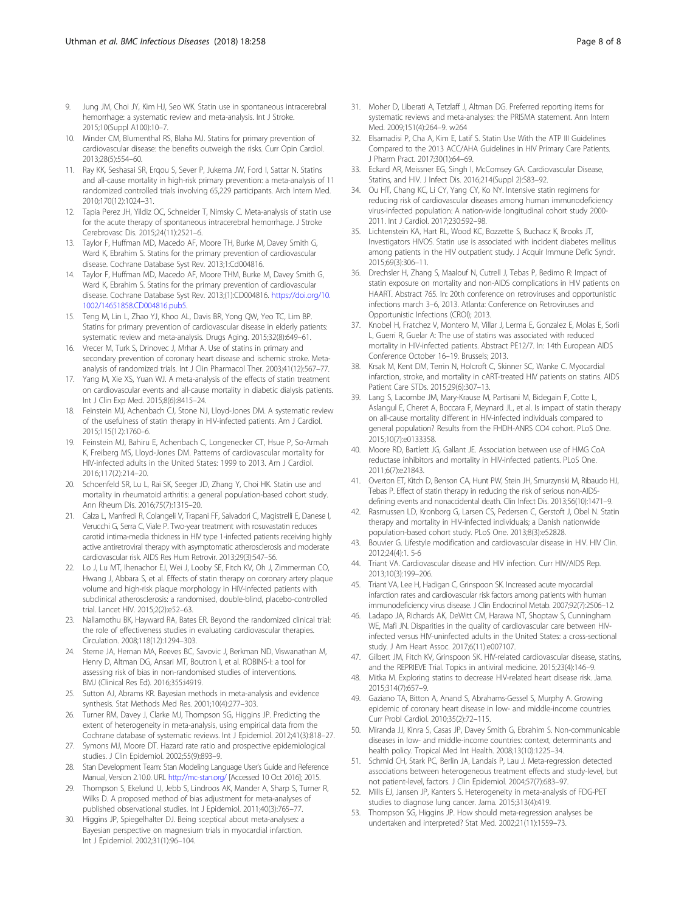9. Jung JM, Choi JY, Kim HJ, Seo WK. Statin use in spontaneous intracerebral hemorrhage: a systematic review and meta-analysis. Int J Stroke. 2015;10(Suppl A100):10–7.
10. Minder CM, Blumenthal RS, Blaha MJ. Statins for primary prevention of cardiovascular disease: the benefits outweigh the risks. Curr Opin Cardiol. 2013;28(5):554–60.
11. Ray KK, Seshasai SR, Erqou S, Sever P, Jukema JW, Ford I, Sattar N. Statins and all-cause mortality in high-risk primary prevention: a meta-analysis of 11 randomized controlled trials involving 65,229 participants. Arch Intern Med. 2010;170(12):1024–31.
12. Tapia Perez JH, Yildiz OC, Schneider T, Nimsky C. Meta-analysis of statin use for the acute therapy of spontaneous intracerebral hemorrhage. J Stroke Cerebrovasc Dis. 2015;24(11):2521–6.
13. Taylor F, Huffman MD, Macedo AF, Moore TH, Burke M, Davey Smith G, Ward K, Ebrahim S. Statins for the primary prevention of cardiovascular disease. Cochrane Database Syst Rev. 2013;1:Cd004816.
14. Taylor F, Huffman MD, Macedo AF, Moore THM, Burke M, Davey Smith G, Ward K, Ebrahim S. Statins for the primary prevention of cardiovascular disease. Cochrane Database Syst Rev. 2013;(1):CD004816. https://doi.org/10.1002/14651858.CD004816.pub5.
15. Teng M, Lin L, Zhao YJ, Khoo AL, Davis BR, Yong QW, Yeo TC, Lim BP. Statins for primary prevention of cardiovascular disease in elderly patients: systematic review and meta-analysis. Drugs Aging. 2015;32(8):649–61.
16. Vrecer M, Turk S, Drinovec J, Mrhar A. Use of statins in primary and secondary prevention of coronary heart disease and ischemic stroke. Meta-analysis of randomized trials. Int J Clin Pharmacol Ther. 2003;41(12):567–77.
17. Yang M, Xie XS, Yuan WJ. A meta-analysis of the effects of statin treatment on cardiovascular events and all-cause mortality in diabetic dialysis patients. Int J Clin Exp Med. 2015;8(6):8415–24.
18. Feinstein MJ, Achenbach CJ, Stone NJ, Lloyd-Jones DM. A systematic review of the usefulness of statin therapy in HIV-infected patients. Am J Cardiol. 2015;115(12):1760–6.
19. Feinstein MJ, Bahiru E, Achenbach C, Longenecker CT, Hsue P, So-Armah K, Freiberg MS, Lloyd-Jones DM. Patterns of cardiovascular mortality for HIV-infected adults in the United States: 1999 to 2013. Am J Cardiol. 2016;117(2):214–20.
20. Schoenfeld SR, Lu L, Rai SK, Seeger JD, Zhang Y, Choi HK. Statin use and mortality in rheumatoid arthritis: a general population-based cohort study. Ann Rheum Dis. 2016;75(7):1315–20.
21. Calza L, Manfredi R, Colangeli V, Trapani FF, Salvadori C, Magistrelli E, Danese I, Verucchi G, Serra C, Viale P. Two-year treatment with rosuvastatin reduces carotid intima-media thickness in HIV type 1-infected patients receiving highly active antiretroviral therapy with asymptomatic atherosclerosis and moderate cardiovascular risk. AIDS Res Hum Retrovir. 2013;29(3):547–56.
22. Lo J, Lu MT, Ihenachor EJ, Wei J, Looby SE, Fitch KV, Oh J, Zimmerman CO, Hwang J, Abbara S, et al. Effects of statin therapy on coronary artery plaque volume and high-risk plaque morphology in HIV-infected patients with subclinical atherosclerosis: a randomised, double-blind, placebo-controlled trial. Lancet HIV. 2015;2(2):e52–63.
23. Nallamothu BK, Hayward RA, Bates ER. Beyond the randomized clinical trial: the role of effectiveness studies in evaluating cardiovascular therapies. Circulation. 2008;118(12):1294–303.
24. Sterne JA, Hernan MA, Reeves BC, Savovic J, Berkman ND, Viswanathan M, Henry D, Altman DG, Ansari MT, Boutron I, et al. ROBINS-I: a tool for assessing risk of bias in non-randomised studies of interventions. BMJ (Clinical Res Ed). 2016;355:i4919.
25. Sutton AJ, Abrams KR. Bayesian methods in meta-analysis and evidence synthesis. Stat Methods Med Res. 2001;10(4):277–303.
26. Turner RM, Davey J, Clarke MJ, Thompson SG, Higgins JP. Predicting the extent of heterogeneity in meta-analysis, using empirical data from the Cochrane database of systematic reviews. Int J Epidemiol. 2012;41(3):818–27.
27. Symons MJ, Moore DT. Hazard rate ratio and prospective epidemiological studies. J Clin Epidemiol. 2002;55(9):893–9.
28. Stan Development Team: Stan Modeling Language User's Guide and Reference Manual, Version 2.10.0. URL http://mc-stan.org/ [Accessed 10 Oct 2016]; 2015.
29. Thompson S, Ekelund U, Jebb S, Lindroos AK, Mander A, Sharp S, Turner R, Wilks D. A proposed method of bias adjustment for meta-analyses of published observational studies. Int J Epidemiol. 2011;40(3):765–77.
30. Higgins JP, Spiegelhalter DJ. Being sceptical about meta-analyses: a Bayesian perspective on magnesium trials in myocardial infarction. Int J Epidemiol. 2002;31(1):96–104.
31. Moher D, Liberati A, Tetzlaff J, Altman DG. Preferred reporting items for systematic reviews and meta-analyses: the PRISMA statement. Ann Intern Med. 2009;151(4):264–9. w264
32. Elsamadisi P, Cha A, Kim E, Latif S. Statin Use With the ATP III Guidelines Compared to the 2013 ACC/AHA Guidelines in HIV Primary Care Patients. J Pharm Pract. 2017;30(1):64–69.
33. Eckard AR, Meissner EG, Singh I, McComsey GA. Cardiovascular Disease, Statins, and HIV. J Infect Dis. 2016;214(Suppl 2):S83–92.
34. Ou HT, Chang KC, Li CY, Yang CY, Ko NY. Intensive statin regimens for reducing risk of cardiovascular diseases among human immunodeficiency virus-infected population: A nation-wide longitudinal cohort study 2000-2011. Int J Cardiol. 2017;230:592–98.
35. Lichtenstein KA, Hart RL, Wood KC, Bozzette S, Buchacz K, Brooks JT, Investigators HIVOS. Statin use is associated with incident diabetes mellitus among patients in the HIV outpatient study. J Acquir Immune Defic Syndr. 2015;69(3):306–11.
36. Drechsler H, Zhang S, Maalouf N, Cutrell J, Tebas P, Bedimo R: Impact of statin exposure on mortality and non-AIDS complications in HIV patients on HAART. Abstract 765. In: 20th conference on retroviruses and opportunistic infections march 3–6, 2013. Atlanta: Conference on Retroviruses and Opportunistic Infections (CROI); 2013.
37. Knobel H, Fratchez V, Montero M, Villar J, Lerma E, Gonzalez E, Molas E, Sorli L, Guerri R, Guelar A: The use of statins was associated with reduced mortality in HIV-infected patients. Abstract PE12/7. In: 14th European AIDS Conference October 16–19. Brussels; 2013.
38. Krsak M, Kent DM, Terrin N, Holcroft C, Skinner SC, Wanke C. Myocardial infarction, stroke, and mortality in cART-treated HIV patients on statins. AIDS Patient Care STDs. 2015;29(6):307–13.
39. Lang S, Lacombe JM, Mary-Krause M, Partisani M, Bidegain F, Cotte L, Aslangul E, Cheret A, Boccara F, Meynard JL, et al. Is impact of statin therapy on all-cause mortality different in HIV-infected individuals compared to general population? Results from the FHDH-ANRS CO4 cohort. PLoS One. 2015;10(7):e0133358.
40. Moore RD, Bartlett JG, Gallant JE. Association between use of HMG CoA reductase inhibitors and mortality in HIV-infected patients. PLoS One. 2011;6(7):e21843.
41. Overton ET, Kitch D, Benson CA, Hunt PW, Stein JH, Smurzynski M, Ribaudo HJ, Tebas P. Effect of statin therapy in reducing the risk of serious non-AIDS-defining events and nonaccidental death. Clin Infect Dis. 2013;56(10):1471–9.
42. Rasmussen LD, Kronborg G, Larsen CS, Pedersen C, Gerstoft J, Obel N. Statin therapy and mortality in HIV-infected individuals; a Danish nationwide population-based cohort study. PLoS One. 2013;8(3):e52828.
43. Bouvier G. Lifestyle modification and cardiovascular disease in HIV. HIV Clin. 2012;24(4):1. 5-6
44. Triant VA. Cardiovascular disease and HIV infection. Curr HIV/AIDS Rep. 2013;10(3):199–206.
45. Triant VA, Lee H, Hadigan C, Grinspoon SK. Increased acute myocardial infarction rates and cardiovascular risk factors among patients with human immunodeficiency virus disease. J Clin Endocrinol Metab. 2007;92(7):2506–12.
46. Ladapo JA, Richards AK, DeWitt CM, Harawa NT, Shoptaw S, Cunningham WE, Mafi JN. Disparities in the quality of cardiovascular care between HIV-infected versus HIV-uninfected adults in the United States: a cross-sectional study. J Am Heart Assoc. 2017;6(11):e007107.
47. Gilbert JM, Fitch KV, Grinspoon SK. HIV-related cardiovascular disease, statins, and the REPRIEVE Trial. Topics in antiviral medicine. 2015;23(4):146–9.
48. Mitka M. Exploring statins to decrease HIV-related heart disease risk. Jama. 2015;314(7):657–9.
49. Gaziano TA, Bitton A, Anand S, Abrahams-Gessel S, Murphy A. Growing epidemic of coronary heart disease in low- and middle-income countries. Curr Probl Cardiol. 2010;35(2):72–115.
50. Miranda JJ, Kinra S, Casas JP, Davey Smith G, Ebrahim S. Non-communicable diseases in low- and middle-income countries: context, determinants and health policy. Tropical Med Int Health. 2008;13(10):1225–34.
51. Schmid CH, Stark PC, Berlin JA, Landais P, Lau J. Meta-regression detected associations between heterogeneous treatment effects and study-level, but not patient-level, factors. J Clin Epidemiol. 2004;57(7):683–97.
52. Mills EJ, Jansen JP, Kanters S. Heterogeneity in meta-analysis of FDG-PET studies to diagnose lung cancer. Jama. 2015;313(4):419.
53. Thompson SG, Higgins JP. How should meta-regression analyses be undertaken and interpreted? Stat Med. 2002;21(11):1559–73.